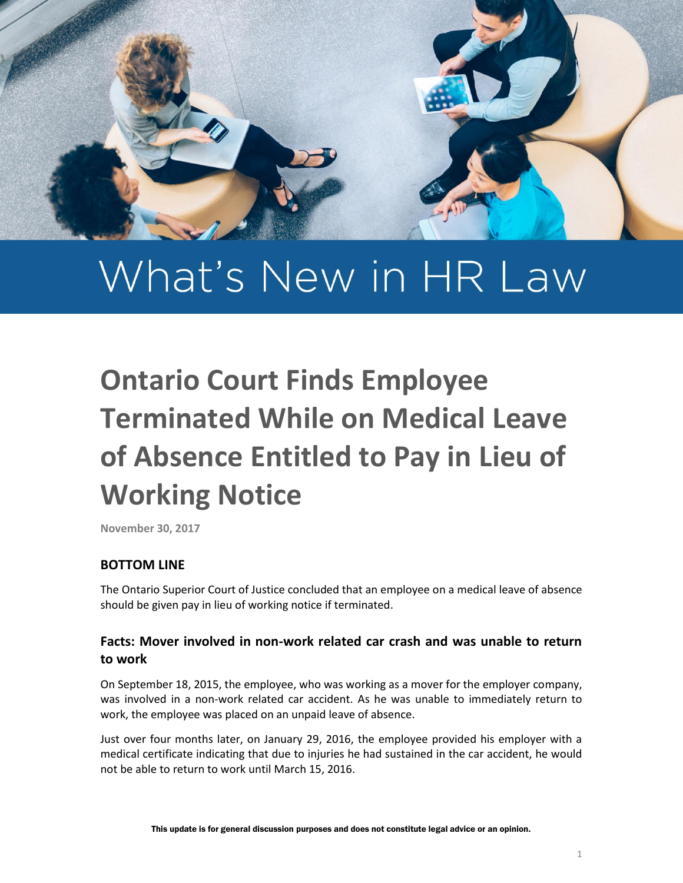# What's New in HR Law

## Ontario Court Finds Employee Terminated While on Medical Leave of Absence Entitled to Pay in Lieu of Working Notice

**November 30, 2017**

### BOTTOM LINE

The Ontario Superior Court of Justice concluded that an employee on a medical leave of absence should be given pay in lieu of working notice if terminated.

### Facts: Mover involved in non-work related car crash and was unable to return to work

On September 18, 2015, the employee, who was working as a mover for the employer company, was involved in a non-work related car accident. As he was unable to immediately return to work, the employee was placed on an unpaid leave of absence.

Just over four months later, on January 29, 2016, the employee provided his employer with a medical certificate indicating that due to injuries he had sustained in the car accident, he would not be able to return to work until March 15, 2016.

This update is for general discussion purposes and does not constitute legal advice or an opinion.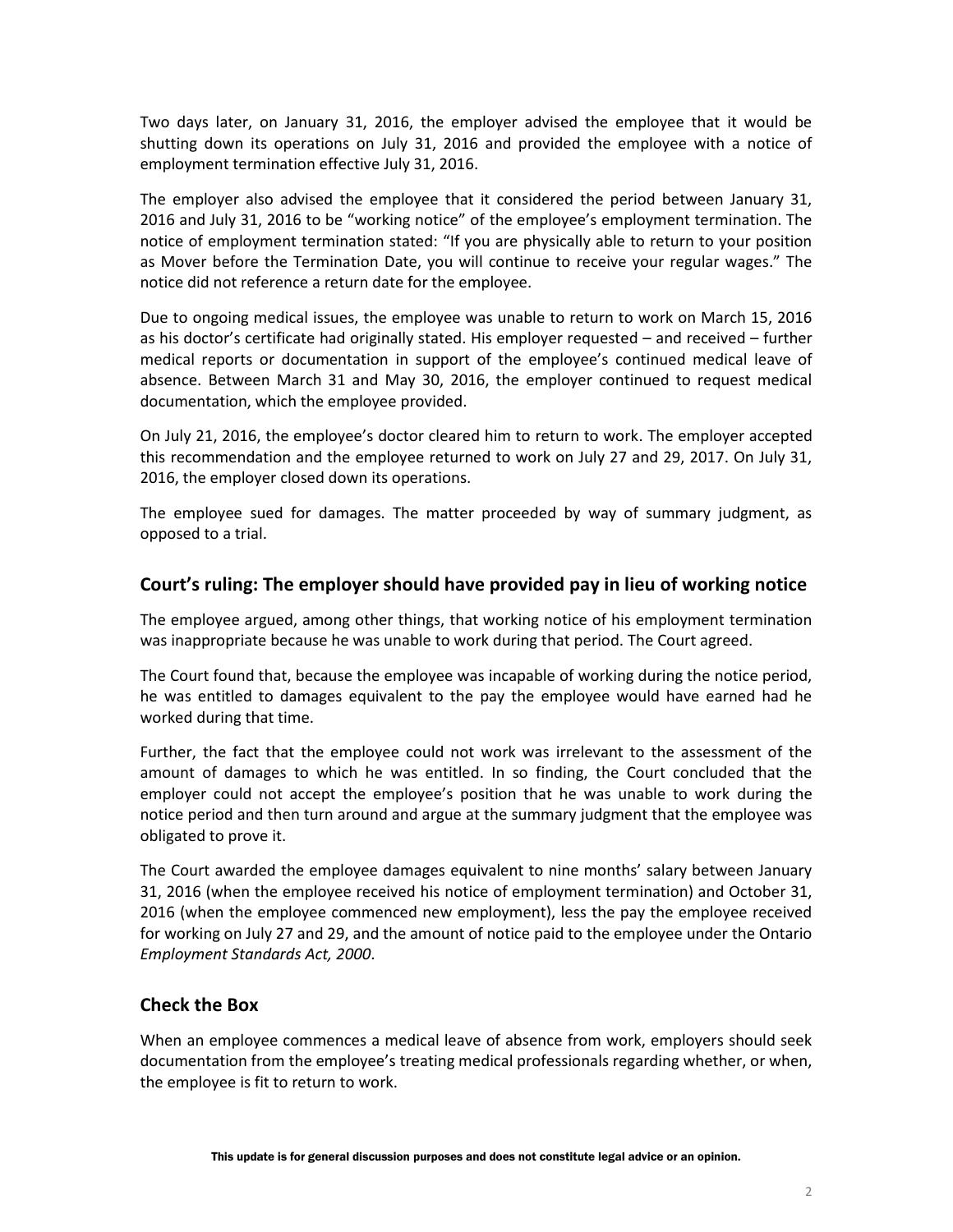Two days later, on January 31, 2016, the employer advised the employee that it would be shutting down its operations on July 31, 2016 and provided the employee with a notice of employment termination effective July 31, 2016.

The employer also advised the employee that it considered the period between January 31, 2016 and July 31, 2016 to be "working notice" of the employee's employment termination. The notice of employment termination stated: "If you are physically able to return to your position as Mover before the Termination Date, you will continue to receive your regular wages." The notice did not reference a return date for the employee.

Due to ongoing medical issues, the employee was unable to return to work on March 15, 2016 as his doctor's certificate had originally stated. His employer requested – and received – further medical reports or documentation in support of the employee's continued medical leave of absence. Between March 31 and May 30, 2016, the employer continued to request medical documentation, which the employee provided.

On July 21, 2016, the employee's doctor cleared him to return to work. The employer accepted this recommendation and the employee returned to work on July 27 and 29, 2017. On July 31, 2016, the employer closed down its operations.

The employee sued for damages. The matter proceeded by way of summary judgment, as opposed to a trial.

## Court's ruling: The employer should have provided pay in lieu of working notice

The employee argued, among other things, that working notice of his employment termination was inappropriate because he was unable to work during that period. The Court agreed.

The Court found that, because the employee was incapable of working during the notice period, he was entitled to damages equivalent to the pay the employee would have earned had he worked during that time.

Further, the fact that the employee could not work was irrelevant to the assessment of the amount of damages to which he was entitled. In so finding, the Court concluded that the employer could not accept the employee's position that he was unable to work during the notice period and then turn around and argue at the summary judgment that the employee was obligated to prove it.

The Court awarded the employee damages equivalent to nine months' salary between January 31, 2016 (when the employee received his notice of employment termination) and October 31, 2016 (when the employee commenced new employment), less the pay the employee received for working on July 27 and 29, and the amount of notice paid to the employee under the Ontario *Employment Standards Act, 2000*.

## Check the Box

When an employee commences a medical leave of absence from work, employers should seek documentation from the employee's treating medical professionals regarding whether, or when, the employee is fit to return to work.

**This update is for general discussion purposes and does not constitute legal advice or an opinion.**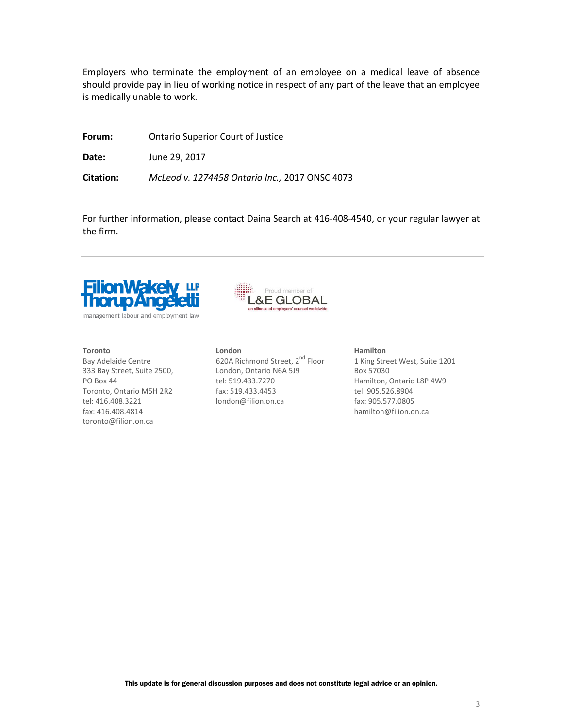Employers who terminate the employment of an employee on a medical leave of absence should provide pay in lieu of working notice in respect of any part of the leave that an employee is medically unable to work.

**Forum:** Ontario Superior Court of Justice

**Date:** June 29, 2017

**Citation:** *McLeod v. 1274458 Ontario Inc.,* 2017 ONSC 4073

For further information, please contact Daina Search at 416-408-4540, or your regular lawyer at the firm.

---

Filion Wakely Thorup Angeletti LLP
management labour and employment law

Proud member of L&E GLOBAL
an alliance of employers' counsel worldwide

**Toronto**
Bay Adelaide Centre
333 Bay Street, Suite 2500,
PO Box 44
Toronto, Ontario M5H 2R2
tel: 416.408.3221
fax: 416.408.4814
toronto@filion.on.ca

**London**
620A Richmond Street, 2nd Floor
London, Ontario N6A 5J9
tel: 519.433.7270
fax: 519.433.4453
london@filion.on.ca

**Hamilton**
1 King Street West, Suite 1201
Box 57030
Hamilton, Ontario L8P 4W9
tel: 905.526.8904
fax: 905.577.0805
hamilton@filion.on.ca

**This update is for general discussion purposes and does not constitute legal advice or an opinion.**